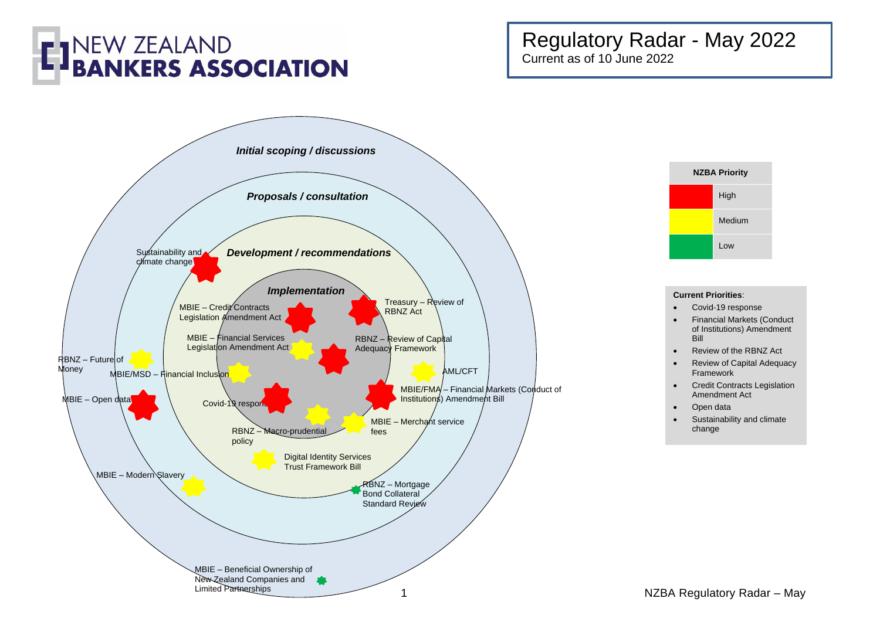# NEW ZEALAND BANKERS ASSOCIATION

## Regulatory Radar - May 2022

Current as of 10 June 2022

*Initial scoping / discussions*

*Proposals / consultation*

*Development / recommendations*

*Implementation*

Sustainability and climate change

MBIE – Credit Contracts Legislation Amendment Act

Treasury – Review of RBNZ Act

MBIE – Financial Services Legislation Amendment Act

RBNZ – Review of Capital Adequacy Framework

RBNZ – Future of Money

MBIE/MSD – Financial Inclusion

AML/CFT

MBIE – Open data

MBIE/FMA – Financial Markets (Conduct of Institutions) Amendment Bill

Covid-19 response

MBIE – Merchant service fees

RBNZ – Macro-prudential policy

Digital Identity Services Trust Framework Bill

MBIE – Modern Slavery

RBNZ – Mortgage Bond Collateral Standard Review

MBIE – Beneficial Ownership of New Zealand Companies and Limited Partnerships

| NZBA Priority | |
|---|---|
| Red | High |
| Yellow | Medium |
| Green | Low |

**Current Priorities**:

- Covid-19 response
- Financial Markets (Conduct of Institutions) Amendment Bill
- Review of the RBNZ Act
- Review of Capital Adequacy Framework
- Credit Contracts Legislation Amendment Act
- Open data
- Sustainability and climate change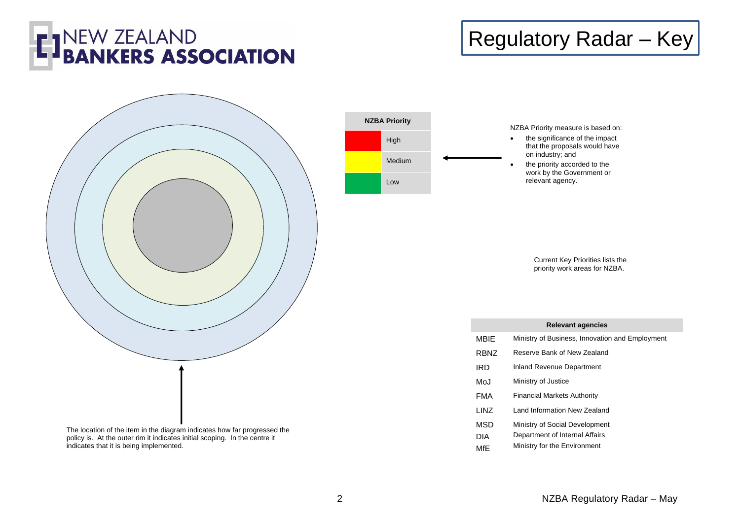# Regulatory Radar – Key

NEW ZEALAND BANKERS ASSOCIATION

| NZBA Priority | |
|---|---|
| (Red) | High |
| (Yellow) | Medium |
| (Green) | Low |

NZBA Priority measure is based on:

- the significance of the impact that the proposals would have on industry; and
- the priority accorded to the work by the Government or relevant agency.

Current Key Priorities lists the priority work areas for NZBA.

The location of the item in the diagram indicates how far progressed the policy is. At the outer rim it indicates initial scoping. In the centre it indicates that it is being implemented.

| Relevant agencies | |
|---|---|
| MBIE | Ministry of Business, Innovation and Employment |
| RBNZ | Reserve Bank of New Zealand |
| IRD | Inland Revenue Department |
| MoJ | Ministry of Justice |
| FMA | Financial Markets Authority |
| LINZ | Land Information New Zealand |
| MSD | Ministry of Social Development |
| DIA | Department of Internal Affairs |
| MfE | Ministry for the Environment |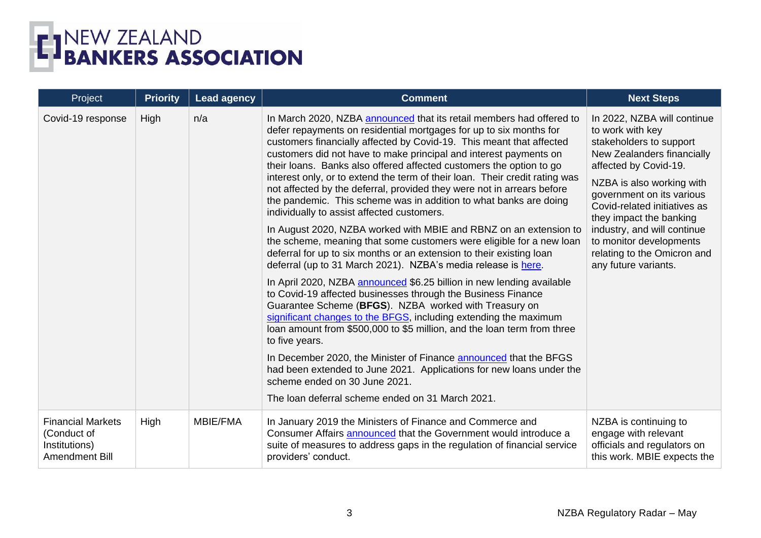| Project | Priority | Lead agency | Comment | Next Steps |
|---|---|---|---|---|
| Covid-19 response | High | n/a | In March 2020, NZBA announced that its retail members had offered to defer repayments on residential mortgages for up to six months for customers financially affected by Covid-19. This meant that affected customers did not have to make principal and interest payments on their loans. Banks also offered affected customers the option to go interest only, or to extend the term of their loan. Their credit rating was not affected by the deferral, provided they were not in arrears before the pandemic. This scheme was in addition to what banks are doing individually to assist affected customers.<br><br>In August 2020, NZBA worked with MBIE and RBNZ on an extension to the scheme, meaning that some customers were eligible for a new loan deferral for up to six months or an extension to their existing loan deferral (up to 31 March 2021). NZBA's media release is here.<br><br>In April 2020, NZBA announced $6.25 billion in new lending available to Covid-19 affected businesses through the Business Finance Guarantee Scheme (**BFGS**). NZBA worked with Treasury on significant changes to the BFGS, including extending the maximum loan amount from $500,000 to $5 million, and the loan term from three to five years.<br><br>In December 2020, the Minister of Finance announced that the BFGS had been extended to June 2021. Applications for new loans under the scheme ended on 30 June 2021.<br><br>The loan deferral scheme ended on 31 March 2021. | In 2022, NZBA will continue to work with key stakeholders to support New Zealanders financially affected by Covid-19.<br><br>NZBA is also working with government on its various Covid-related initiatives as they impact the banking industry, and will continue to monitor developments relating to the Omicron and any future variants. |
| Financial Markets (Conduct of Institutions) Amendment Bill | High | MBIE/FMA | In January 2019 the Ministers of Finance and Commerce and Consumer Affairs announced that the Government would introduce a suite of measures to address gaps in the regulation of financial service providers' conduct. | NZBA is continuing to engage with relevant officials and regulators on this work. MBIE expects the |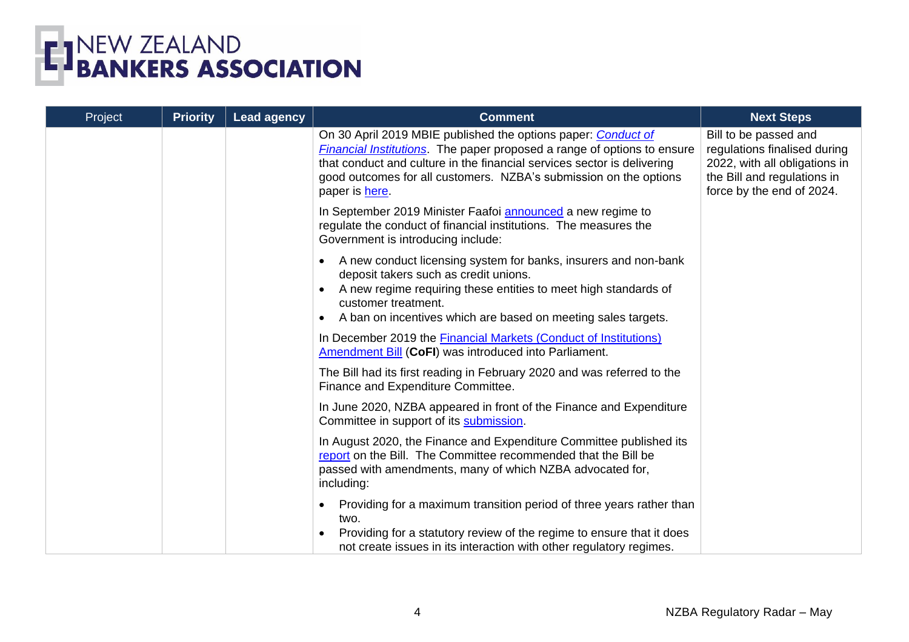| Project | Priority | Lead agency | Comment | Next Steps |
|---|---|---|---|---|
| | | | On 30 April 2019 MBIE published the options paper: *Conduct of Financial Institutions*. The paper proposed a range of options to ensure that conduct and culture in the financial services sector is delivering good outcomes for all customers. NZBA's submission on the options paper is here.<br><br>In September 2019 Minister Faafoi announced a new regime to regulate the conduct of financial institutions. The measures the Government is introducing include:<br><br>• A new conduct licensing system for banks, insurers and non-bank deposit takers such as credit unions.<br>• A new regime requiring these entities to meet high standards of customer treatment.<br>• A ban on incentives which are based on meeting sales targets.<br><br>In December 2019 the Financial Markets (Conduct of Institutions) Amendment Bill (**CoFI**) was introduced into Parliament.<br><br>The Bill had its first reading in February 2020 and was referred to the Finance and Expenditure Committee.<br><br>In June 2020, NZBA appeared in front of the Finance and Expenditure Committee in support of its submission.<br><br>In August 2020, the Finance and Expenditure Committee published its report on the Bill. The Committee recommended that the Bill be passed with amendments, many of which NZBA advocated for, including:<br><br>• Providing for a maximum transition period of three years rather than two.<br>• Providing for a statutory review of the regime to ensure that it does not create issues in its interaction with other regulatory regimes. | Bill to be passed and regulations finalised during 2022, with all obligations in the Bill and regulations in force by the end of 2024. |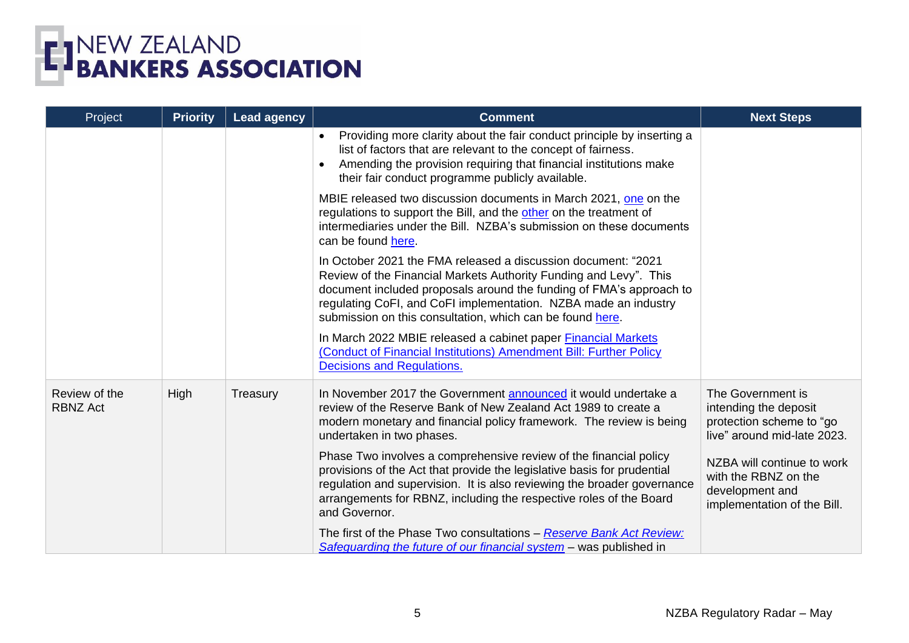| Project | Priority | Lead agency | Comment | Next Steps |
|---|---|---|---|---|
| | | | • Providing more clarity about the fair conduct principle by inserting a list of factors that are relevant to the concept of fairness.<br>• Amending the provision requiring that financial institutions make their fair conduct programme publicly available.<br><br>MBIE released two discussion documents in March 2021, one on the regulations to support the Bill, and the other on the treatment of intermediaries under the Bill. NZBA's submission on these documents can be found here.<br><br>In October 2021 the FMA released a discussion document: "2021 Review of the Financial Markets Authority Funding and Levy". This document included proposals around the funding of FMA's approach to regulating CoFI, and CoFI implementation. NZBA made an industry submission on this consultation, which can be found here.<br><br>In March 2022 MBIE released a cabinet paper Financial Markets (Conduct of Financial Institutions) Amendment Bill: Further Policy Decisions and Regulations. | |
| Review of the RBNZ Act | High | Treasury | In November 2017 the Government announced it would undertake a review of the Reserve Bank of New Zealand Act 1989 to create a modern monetary and financial policy framework. The review is being undertaken in two phases.<br><br>Phase Two involves a comprehensive review of the financial policy provisions of the Act that provide the legislative basis for prudential regulation and supervision. It is also reviewing the broader governance arrangements for RBNZ, including the respective roles of the Board and Governor.<br><br>The first of the Phase Two consultations – *Reserve Bank Act Review: Safeguarding the future of our financial system* – was published in | The Government is intending the deposit protection scheme to "go live" around mid-late 2023.<br><br>NZBA will continue to work with the RBNZ on the development and implementation of the Bill. |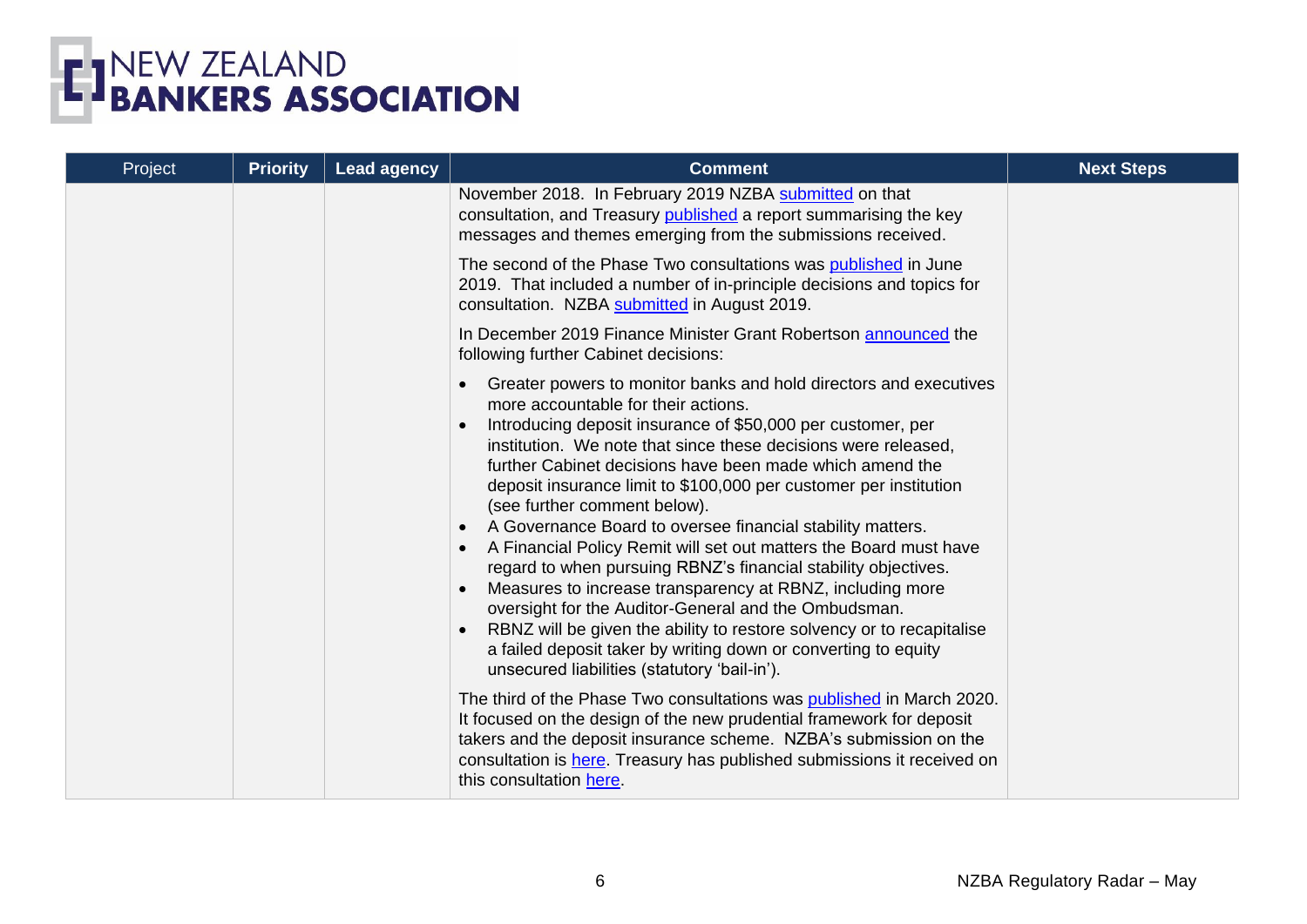| Project | Priority | Lead agency | Comment | Next Steps |
|---|---|---|---|---|
| | | | November 2018. In February 2019 NZBA submitted on that consultation, and Treasury published a report summarising the key messages and themes emerging from the submissions received.<br><br>The second of the Phase Two consultations was published in June 2019. That included a number of in-principle decisions and topics for consultation. NZBA submitted in August 2019.<br><br>In December 2019 Finance Minister Grant Robertson announced the following further Cabinet decisions:<br><br>• Greater powers to monitor banks and hold directors and executives more accountable for their actions.<br>• Introducing deposit insurance of $50,000 per customer, per institution. We note that since these decisions were released, further Cabinet decisions have been made which amend the deposit insurance limit to $100,000 per customer per institution (see further comment below).<br>• A Governance Board to oversee financial stability matters.<br>• A Financial Policy Remit will set out matters the Board must have regard to when pursuing RBNZ's financial stability objectives.<br>• Measures to increase transparency at RBNZ, including more oversight for the Auditor-General and the Ombudsman.<br>• RBNZ will be given the ability to restore solvency or to recapitalise a failed deposit taker by writing down or converting to equity unsecured liabilities (statutory 'bail-in').<br><br>The third of the Phase Two consultations was published in March 2020. It focused on the design of the new prudential framework for deposit takers and the deposit insurance scheme. NZBA's submission on the consultation is here. Treasury has published submissions it received on this consultation here. | |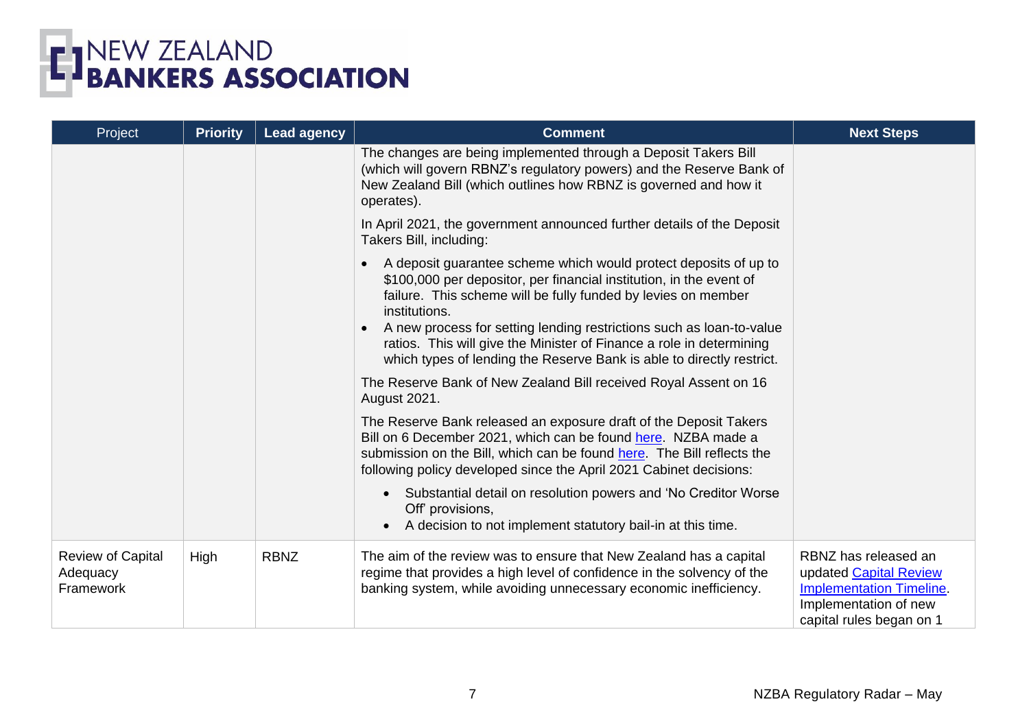| Project | Priority | Lead agency | Comment | Next Steps |
| --- | --- | --- | --- | --- |
| | | | The changes are being implemented through a Deposit Takers Bill (which will govern RBNZ's regulatory powers) and the Reserve Bank of New Zealand Bill (which outlines how RBNZ is governed and how it operates).<br><br>In April 2021, the government announced further details of the Deposit Takers Bill, including:<br><br>• A deposit guarantee scheme which would protect deposits of up to $100,000 per depositor, per financial institution, in the event of failure. This scheme will be fully funded by levies on member institutions.<br>• A new process for setting lending restrictions such as loan-to-value ratios. This will give the Minister of Finance a role in determining which types of lending the Reserve Bank is able to directly restrict.<br><br>The Reserve Bank of New Zealand Bill received Royal Assent on 16 August 2021.<br><br>The Reserve Bank released an exposure draft of the Deposit Takers Bill on 6 December 2021, which can be found here. NZBA made a submission on the Bill, which can be found here. The Bill reflects the following policy developed since the April 2021 Cabinet decisions:<br><br>• Substantial detail on resolution powers and 'No Creditor Worse Off' provisions,<br>• A decision to not implement statutory bail-in at this time. | |
| Review of Capital Adequacy Framework | High | RBNZ | The aim of the review was to ensure that New Zealand has a capital regime that provides a high level of confidence in the solvency of the banking system, while avoiding unnecessary economic inefficiency. | RBNZ has released an updated Capital Review Implementation Timeline. Implementation of new capital rules began on 1 |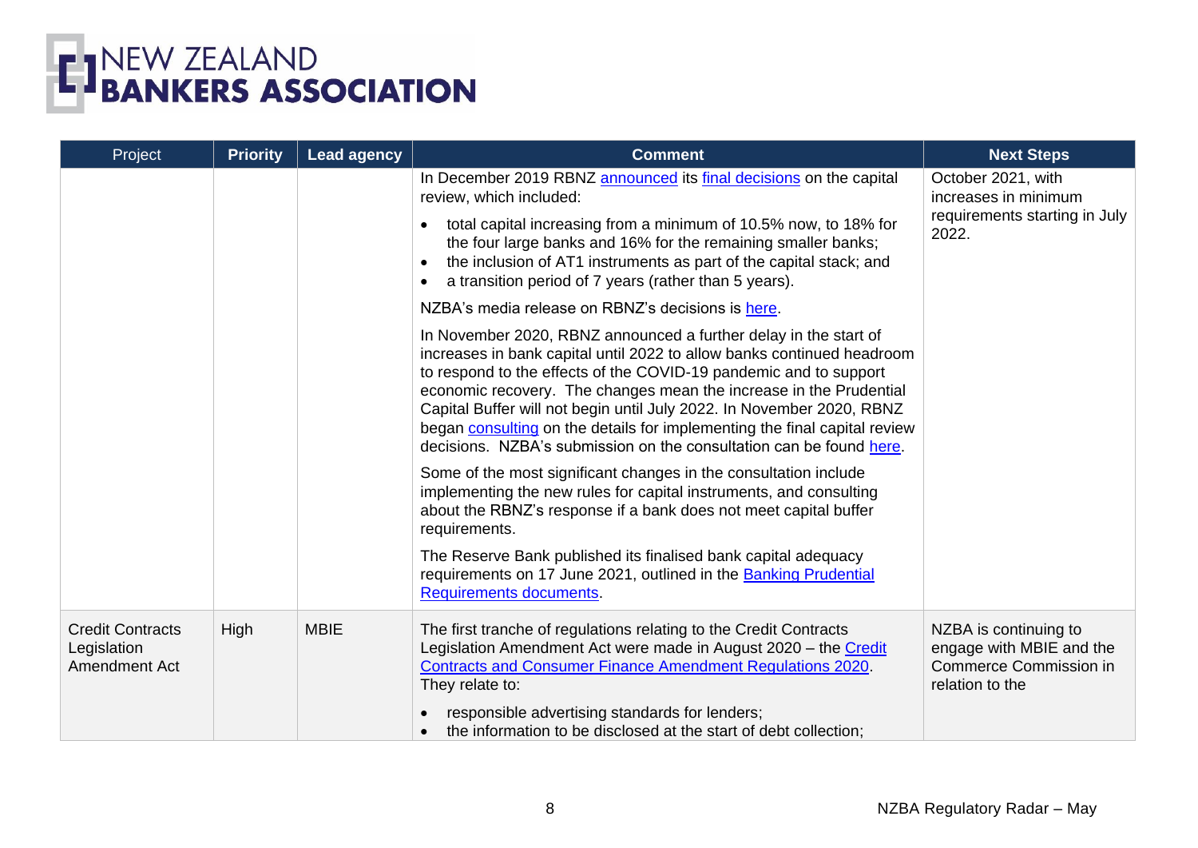| Project | Priority | Lead agency | Comment | Next Steps |
|---|---|---|---|---|
| | | | In December 2019 RBNZ announced its final decisions on the capital review, which included:<br>• total capital increasing from a minimum of 10.5% now, to 18% for the four large banks and 16% for the remaining smaller banks;<br>• the inclusion of AT1 instruments as part of the capital stack; and<br>• a transition period of 7 years (rather than 5 years).<br>NZBA's media release on RBNZ's decisions is here.<br>In November 2020, RBNZ announced a further delay in the start of increases in bank capital until 2022 to allow banks continued headroom to respond to the effects of the COVID-19 pandemic and to support economic recovery. The changes mean the increase in the Prudential Capital Buffer will not begin until July 2022. In November 2020, RBNZ began consulting on the details for implementing the final capital review decisions. NZBA's submission on the consultation can be found here.<br>Some of the most significant changes in the consultation include implementing the new rules for capital instruments, and consulting about the RBNZ's response if a bank does not meet capital buffer requirements.<br>The Reserve Bank published its finalised bank capital adequacy requirements on 17 June 2021, outlined in the Banking Prudential Requirements documents. | October 2021, with increases in minimum requirements starting in July 2022. |
| Credit Contracts Legislation Amendment Act | High | MBIE | The first tranche of regulations relating to the Credit Contracts Legislation Amendment Act were made in August 2020 – the Credit Contracts and Consumer Finance Amendment Regulations 2020. They relate to:<br>• responsible advertising standards for lenders;<br>• the information to be disclosed at the start of debt collection; | NZBA is continuing to engage with MBIE and the Commerce Commission in relation to the |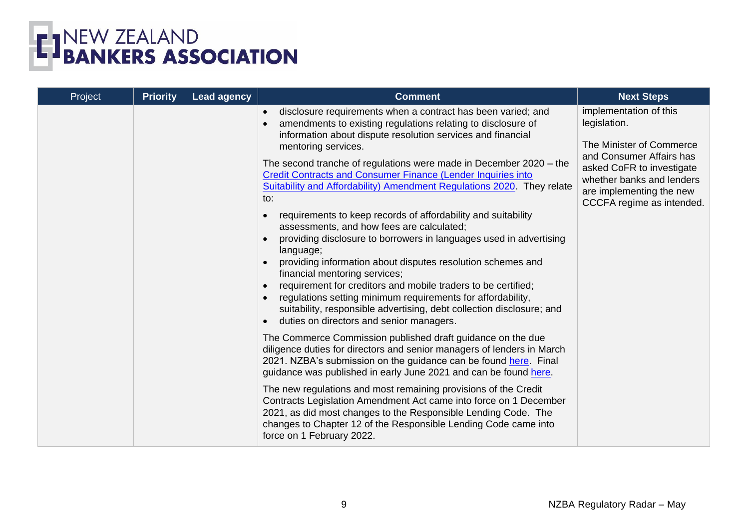| Project | Priority | Lead agency | Comment | Next Steps |
|---|---|---|---|---|
| | | | • disclosure requirements when a contract has been varied; and<br>• amendments to existing regulations relating to disclosure of information about dispute resolution services and financial mentoring services.<br><br>The second tranche of regulations were made in December 2020 – the [Credit Contracts and Consumer Finance (Lender Inquiries into Suitability and Affordability) Amendment Regulations 2020](). They relate to:<br><br>• requirements to keep records of affordability and suitability assessments, and how fees are calculated;<br>• providing disclosure to borrowers in languages used in advertising language;<br>• providing information about disputes resolution schemes and financial mentoring services;<br>• requirement for creditors and mobile traders to be certified;<br>• regulations setting minimum requirements for affordability, suitability, responsible advertising, debt collection disclosure; and<br>• duties on directors and senior managers.<br><br>The Commerce Commission published draft guidance on the due diligence duties for directors and senior managers of lenders in March 2021. NZBA's submission on the guidance can be found [here](). Final guidance was published in early June 2021 and can be found [here]().<br><br>The new regulations and most remaining provisions of the Credit Contracts Legislation Amendment Act came into force on 1 December 2021, as did most changes to the Responsible Lending Code. The changes to Chapter 12 of the Responsible Lending Code came into force on 1 February 2022. | implementation of this legislation.<br><br>The Minister of Commerce and Consumer Affairs has asked CoFR to investigate whether banks and lenders are implementing the new CCCFA regime as intended. |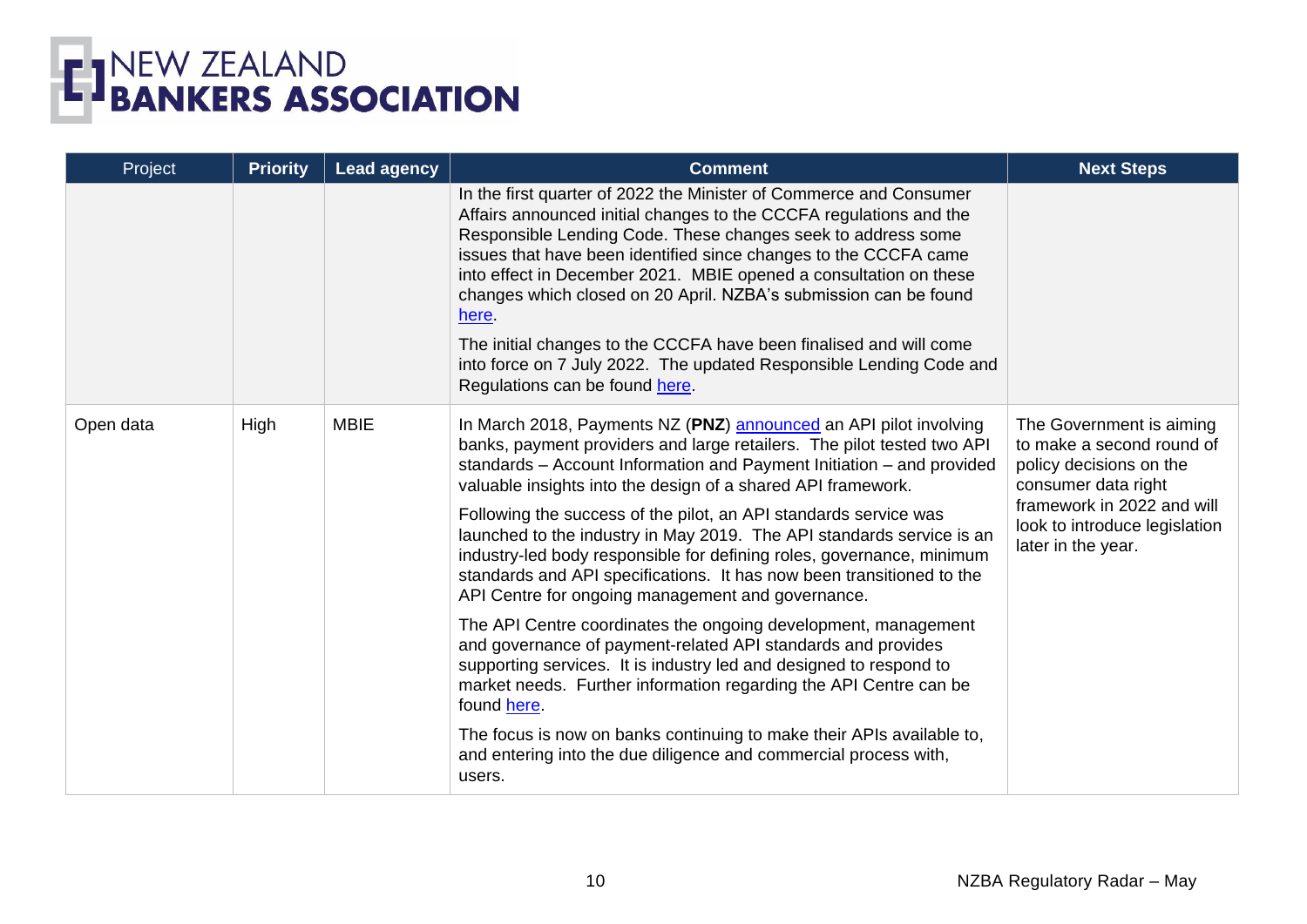| Project | Priority | Lead agency | Comment | Next Steps |
|---|---|---|---|---|
| | | | In the first quarter of 2022 the Minister of Commerce and Consumer Affairs announced initial changes to the CCCFA regulations and the Responsible Lending Code. These changes seek to address some issues that have been identified since changes to the CCCFA came into effect in December 2021. MBIE opened a consultation on these changes which closed on 20 April. NZBA's submission can be found here.<br><br>The initial changes to the CCCFA have been finalised and will come into force on 7 July 2022. The updated Responsible Lending Code and Regulations can be found here. | |
| Open data | High | MBIE | In March 2018, Payments NZ (**PNZ**) announced an API pilot involving banks, payment providers and large retailers. The pilot tested two API standards – Account Information and Payment Initiation – and provided valuable insights into the design of a shared API framework.<br><br>Following the success of the pilot, an API standards service was launched to the industry in May 2019. The API standards service is an industry-led body responsible for defining roles, governance, minimum standards and API specifications. It has now been transitioned to the API Centre for ongoing management and governance.<br><br>The API Centre coordinates the ongoing development, management and governance of payment-related API standards and provides supporting services. It is industry led and designed to respond to market needs. Further information regarding the API Centre can be found here.<br><br>The focus is now on banks continuing to make their APIs available to, and entering into the due diligence and commercial process with, users. | The Government is aiming to make a second round of policy decisions on the consumer data right framework in 2022 and will look to introduce legislation later in the year. |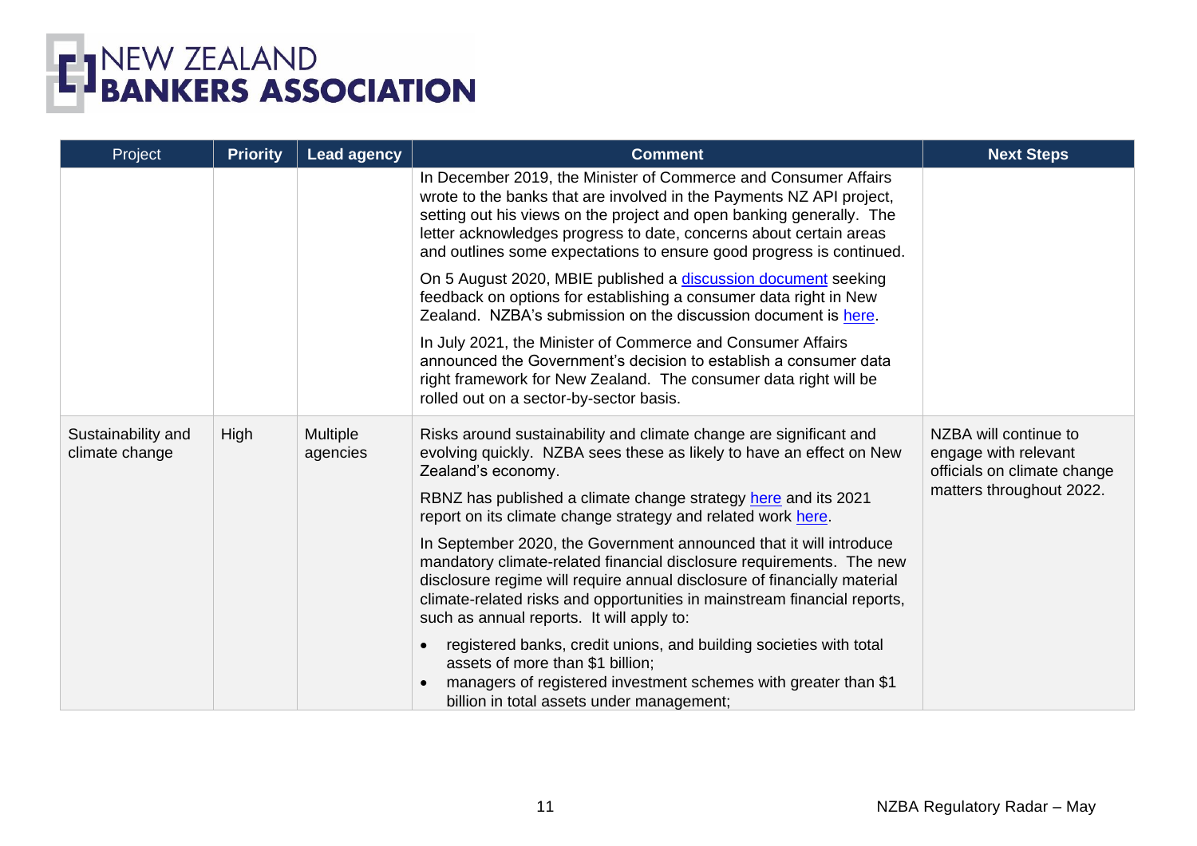| Project | Priority | Lead agency | Comment | Next Steps |
|---|---|---|---|---|
| | | | In December 2019, the Minister of Commerce and Consumer Affairs wrote to the banks that are involved in the Payments NZ API project, setting out his views on the project and open banking generally. The letter acknowledges progress to date, concerns about certain areas and outlines some expectations to ensure good progress is continued.<br><br>On 5 August 2020, MBIE published a [discussion document]() seeking feedback on options for establishing a consumer data right in New Zealand. NZBA's submission on the discussion document is [here]().<br><br>In July 2021, the Minister of Commerce and Consumer Affairs announced the Government's decision to establish a consumer data right framework for New Zealand. The consumer data right will be rolled out on a sector-by-sector basis. | |
| Sustainability and climate change | High | Multiple agencies | Risks around sustainability and climate change are significant and evolving quickly. NZBA sees these as likely to have an effect on New Zealand's economy.<br><br>RBNZ has published a climate change strategy [here]() and its 2021 report on its climate change strategy and related work [here]().<br><br>In September 2020, the Government announced that it will introduce mandatory climate-related financial disclosure requirements. The new disclosure regime will require annual disclosure of financially material climate-related risks and opportunities in mainstream financial reports, such as annual reports. It will apply to:<br><br>• registered banks, credit unions, and building societies with total assets of more than $1 billion;<br>• managers of registered investment schemes with greater than $1 billion in total assets under management; | NZBA will continue to engage with relevant officials on climate change matters throughout 2022. |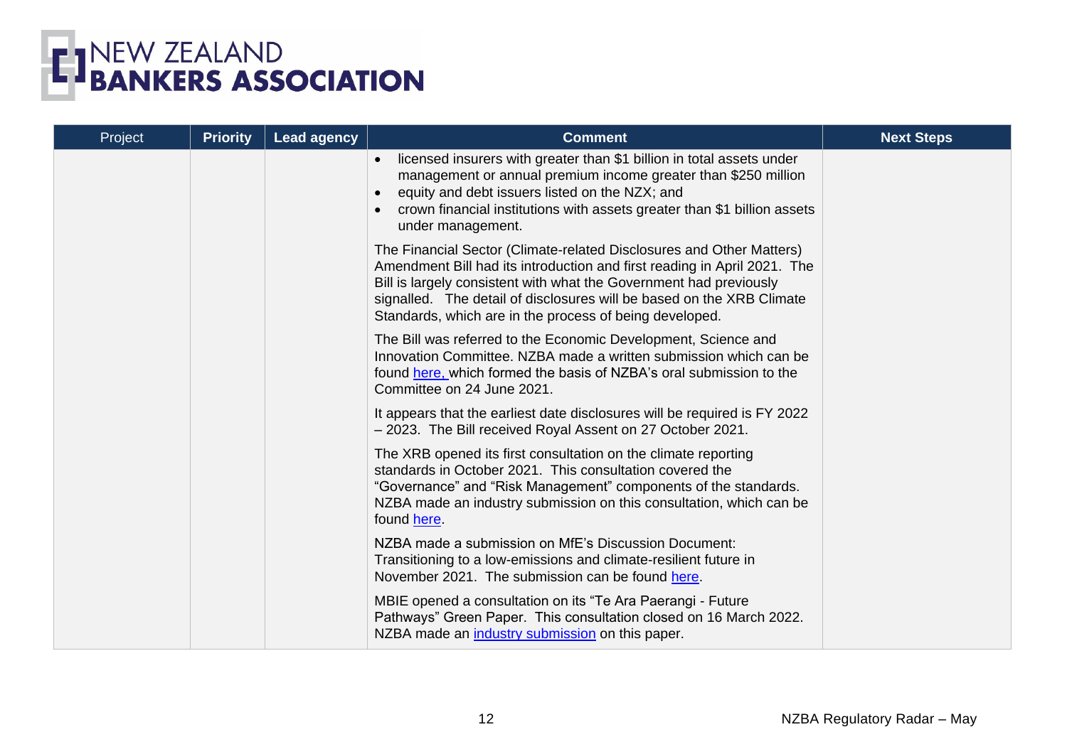| Project | Priority | Lead agency | Comment | Next Steps |
|---|---|---|---|---|
| | | | • licensed insurers with greater than $1 billion in total assets under management or annual premium income greater than $250 million<br>• equity and debt issuers listed on the NZX; and<br>• crown financial institutions with assets greater than $1 billion assets under management.<br><br>The Financial Sector (Climate-related Disclosures and Other Matters) Amendment Bill had its introduction and first reading in April 2021. The Bill is largely consistent with what the Government had previously signalled. The detail of disclosures will be based on the XRB Climate Standards, which are in the process of being developed.<br><br>The Bill was referred to the Economic Development, Science and Innovation Committee. NZBA made a written submission which can be found here, which formed the basis of NZBA's oral submission to the Committee on 24 June 2021.<br><br>It appears that the earliest date disclosures will be required is FY 2022 – 2023. The Bill received Royal Assent on 27 October 2021.<br><br>The XRB opened its first consultation on the climate reporting standards in October 2021. This consultation covered the "Governance" and "Risk Management" components of the standards. NZBA made an industry submission on this consultation, which can be found here.<br><br>NZBA made a submission on MfE's Discussion Document: Transitioning to a low-emissions and climate-resilient future in November 2021. The submission can be found here.<br><br>MBIE opened a consultation on its "Te Ara Paerangi - Future Pathways" Green Paper. This consultation closed on 16 March 2022. NZBA made an industry submission on this paper. | |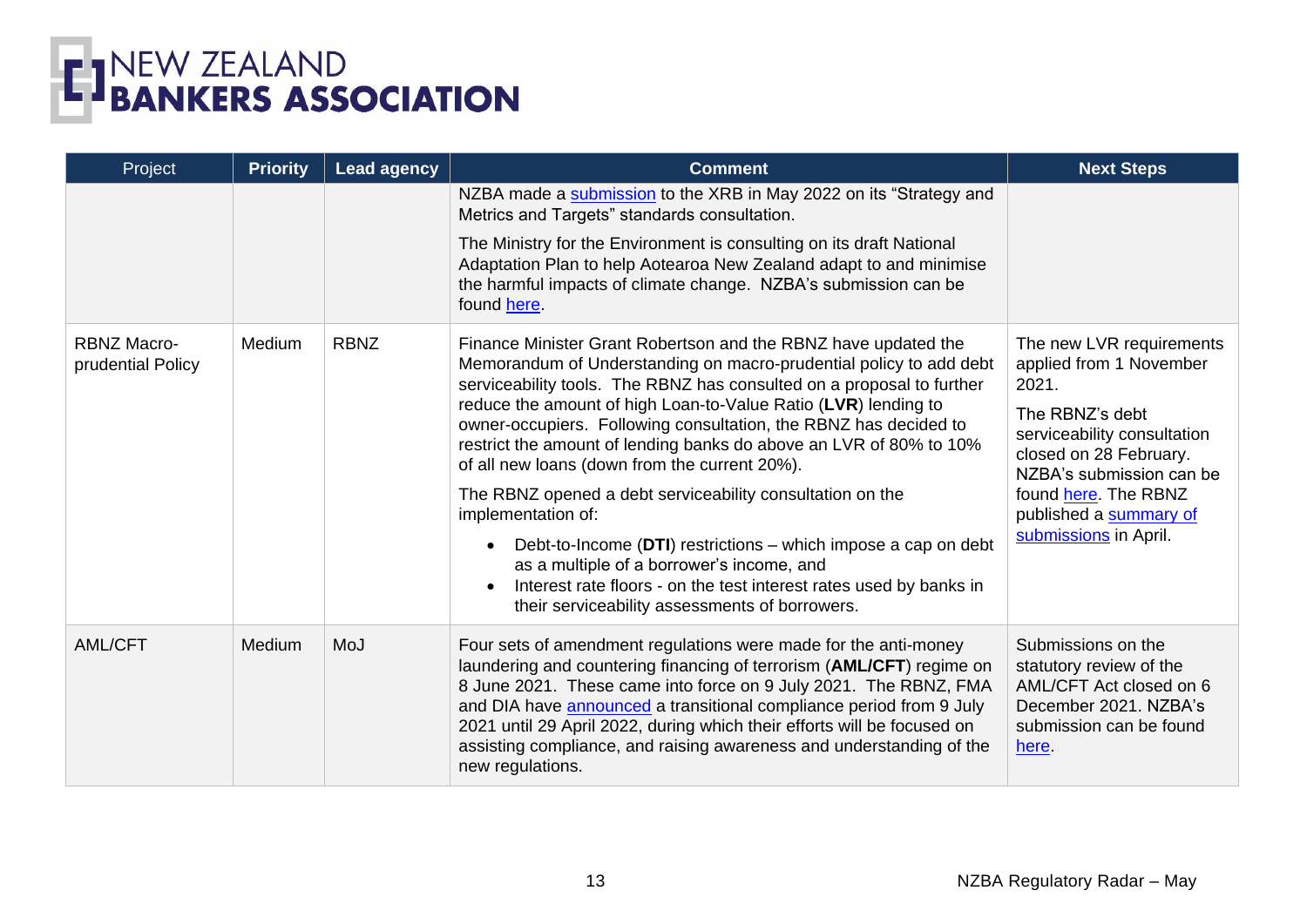| Project | Priority | Lead agency | Comment | Next Steps |
|---|---|---|---|---|
| | | | NZBA made a submission to the XRB in May 2022 on its "Strategy and Metrics and Targets" standards consultation.<br><br>The Ministry for the Environment is consulting on its draft National Adaptation Plan to help Aotearoa New Zealand adapt to and minimise the harmful impacts of climate change. NZBA's submission can be found here. | |
| RBNZ Macro-prudential Policy | Medium | RBNZ | Finance Minister Grant Robertson and the RBNZ have updated the Memorandum of Understanding on macro-prudential policy to add debt serviceability tools. The RBNZ has consulted on a proposal to further reduce the amount of high Loan-to-Value Ratio (**LVR**) lending to owner-occupiers. Following consultation, the RBNZ has decided to restrict the amount of lending banks do above an LVR of 80% to 10% of all new loans (down from the current 20%).<br><br>The RBNZ opened a debt serviceability consultation on the implementation of:<br>• Debt-to-Income (**DTI**) restrictions – which impose a cap on debt as a multiple of a borrower's income, and<br>• Interest rate floors - on the test interest rates used by banks in their serviceability assessments of borrowers. | The new LVR requirements applied from 1 November 2021.<br><br>The RBNZ's debt serviceability consultation closed on 28 February. NZBA's submission can be found here. The RBNZ published a summary of submissions in April. |
| AML/CFT | Medium | MoJ | Four sets of amendment regulations were made for the anti-money laundering and countering financing of terrorism (**AML/CFT**) regime on 8 June 2021. These came into force on 9 July 2021. The RBNZ, FMA and DIA have announced a transitional compliance period from 9 July 2021 until 29 April 2022, during which their efforts will be focused on assisting compliance, and raising awareness and understanding of the new regulations. | Submissions on the statutory review of the AML/CFT Act closed on 6 December 2021. NZBA's submission can be found here. |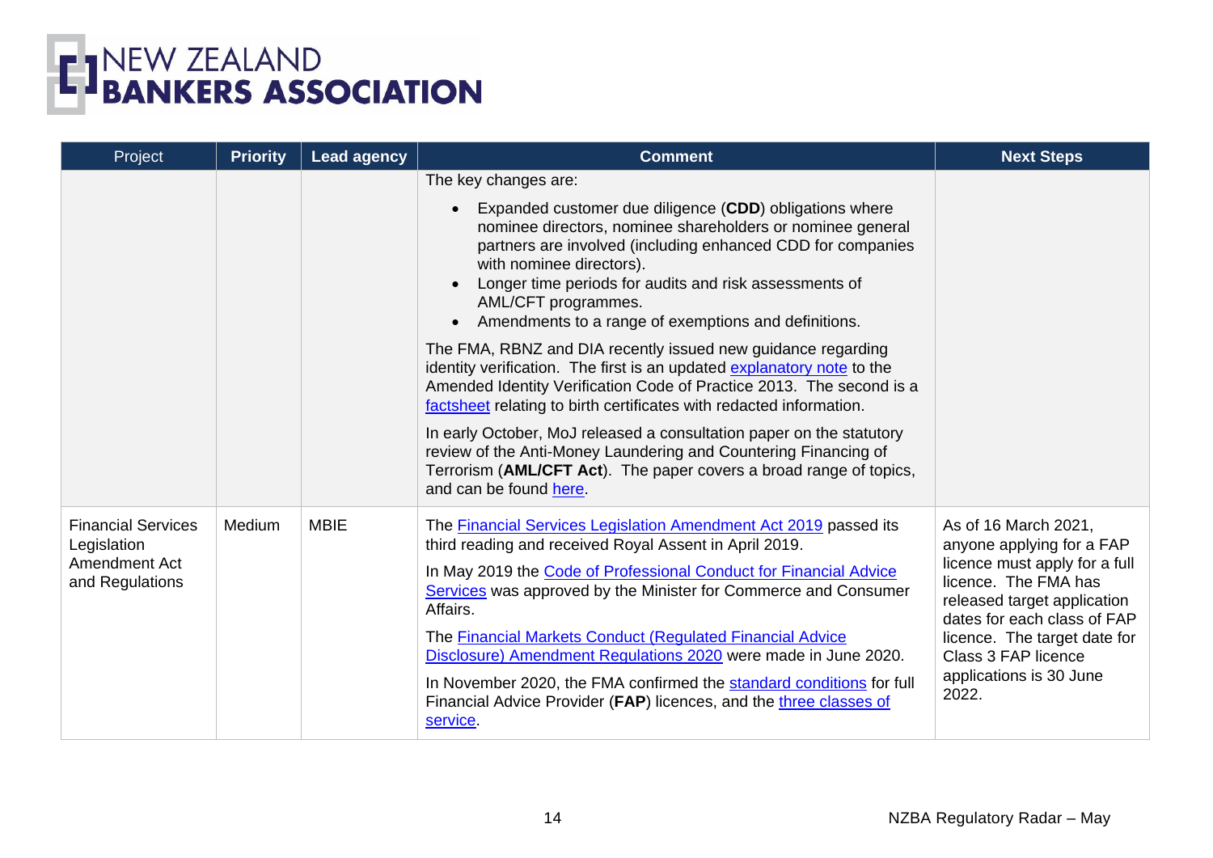| Project | Priority | Lead agency | Comment | Next Steps |
| --- | --- | --- | --- | --- |
| | | | The key changes are:<br><br>• Expanded customer due diligence (**CDD**) obligations where nominee directors, nominee shareholders or nominee general partners are involved (including enhanced CDD for companies with nominee directors).<br>• Longer time periods for audits and risk assessments of AML/CFT programmes.<br>• Amendments to a range of exemptions and definitions.<br><br>The FMA, RBNZ and DIA recently issued new guidance regarding identity verification. The first is an updated explanatory note to the Amended Identity Verification Code of Practice 2013. The second is a factsheet relating to birth certificates with redacted information.<br><br>In early October, MoJ released a consultation paper on the statutory review of the Anti-Money Laundering and Countering Financing of Terrorism (**AML/CFT Act**). The paper covers a broad range of topics, and can be found here. | |
| Financial Services Legislation Amendment Act and Regulations | Medium | MBIE | The Financial Services Legislation Amendment Act 2019 passed its third reading and received Royal Assent in April 2019.<br><br>In May 2019 the Code of Professional Conduct for Financial Advice Services was approved by the Minister for Commerce and Consumer Affairs.<br><br>The Financial Markets Conduct (Regulated Financial Advice Disclosure) Amendment Regulations 2020 were made in June 2020.<br><br>In November 2020, the FMA confirmed the standard conditions for full Financial Advice Provider (**FAP**) licences, and the three classes of service. | As of 16 March 2021, anyone applying for a FAP licence must apply for a full licence. The FMA has released target application dates for each class of FAP licence. The target date for Class 3 FAP licence applications is 30 June 2022. |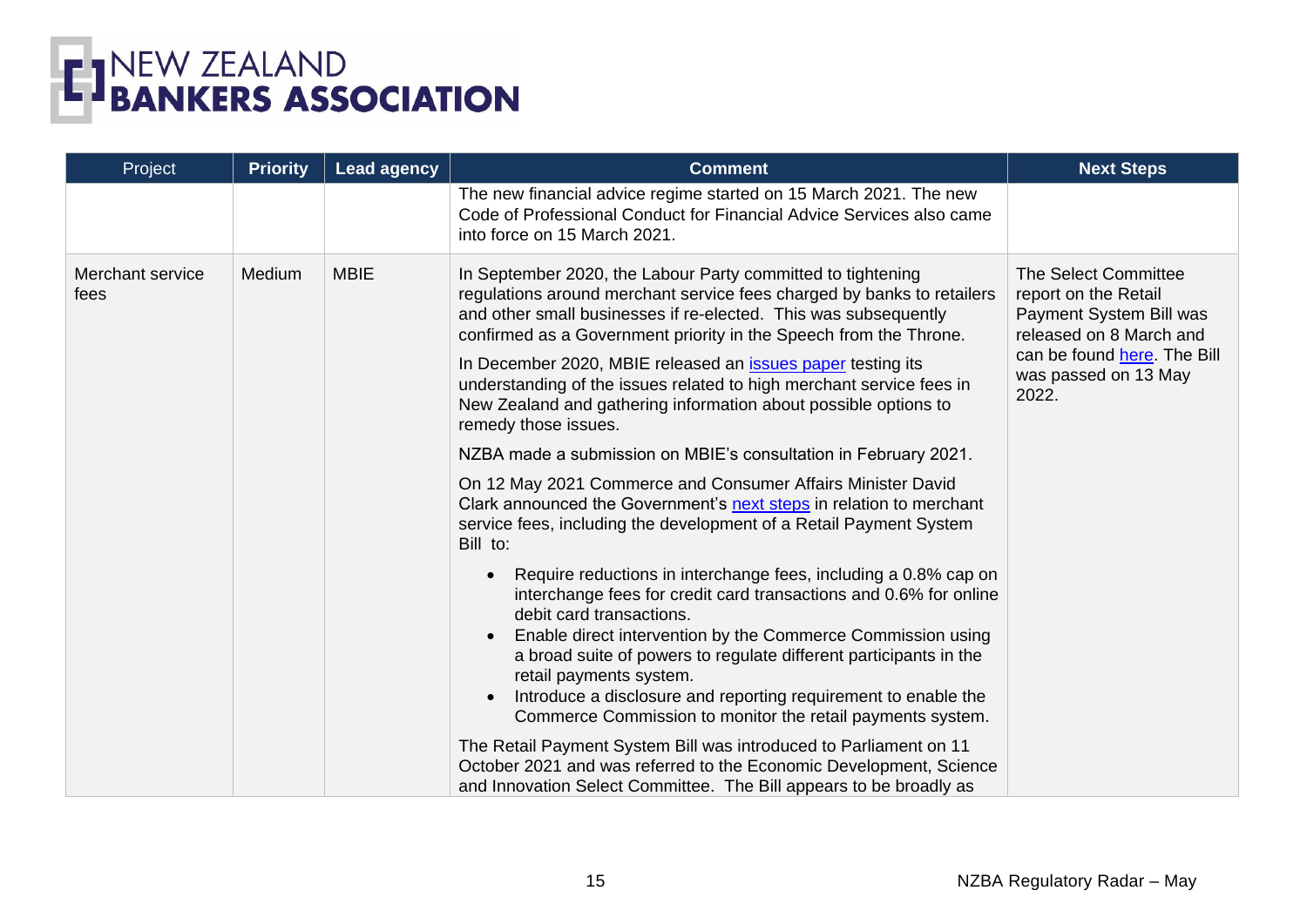| Project | Priority | Lead agency | Comment | Next Steps |
|---|---|---|---|---|
| | | | The new financial advice regime started on 15 March 2021. The new Code of Professional Conduct for Financial Advice Services also came into force on 15 March 2021. | |
| Merchant service fees | Medium | MBIE | In September 2020, the Labour Party committed to tightening regulations around merchant service fees charged by banks to retailers and other small businesses if re-elected. This was subsequently confirmed as a Government priority in the Speech from the Throne.<br><br>In December 2020, MBIE released an issues paper testing its understanding of the issues related to high merchant service fees in New Zealand and gathering information about possible options to remedy those issues.<br><br>NZBA made a submission on MBIE's consultation in February 2021.<br><br>On 12 May 2021 Commerce and Consumer Affairs Minister David Clark announced the Government's next steps in relation to merchant service fees, including the development of a Retail Payment System Bill to:<br><br>• Require reductions in interchange fees, including a 0.8% cap on interchange fees for credit card transactions and 0.6% for online debit card transactions.<br>• Enable direct intervention by the Commerce Commission using a broad suite of powers to regulate different participants in the retail payments system.<br>• Introduce a disclosure and reporting requirement to enable the Commerce Commission to monitor the retail payments system.<br><br>The Retail Payment System Bill was introduced to Parliament on 11 October 2021 and was referred to the Economic Development, Science and Innovation Select Committee. The Bill appears to be broadly as | The Select Committee report on the Retail Payment System Bill was released on 8 March and can be found here. The Bill was passed on 13 May 2022. |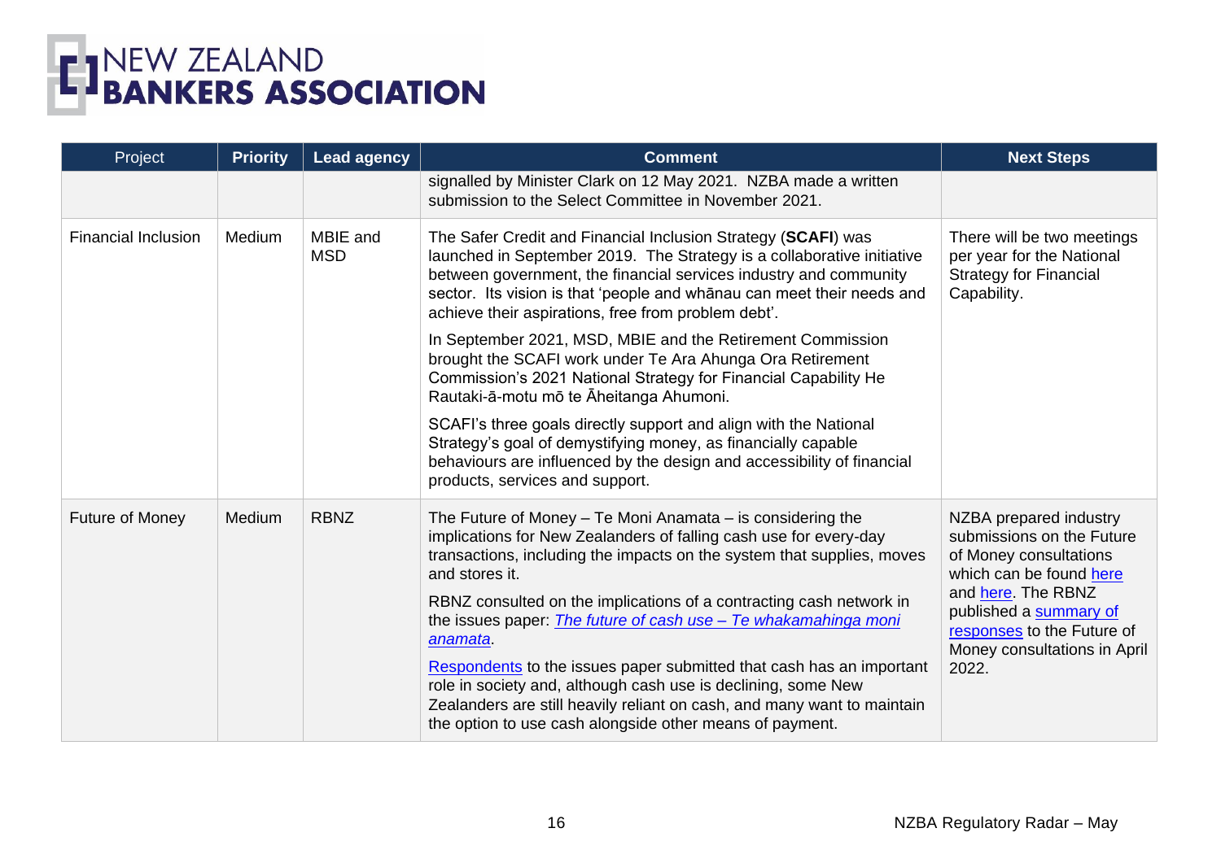| Project | Priority | Lead agency | Comment | Next Steps |
| --- | --- | --- | --- | --- |
| | | | signalled by Minister Clark on 12 May 2021. NZBA made a written submission to the Select Committee in November 2021. | |
| Financial Inclusion | Medium | MBIE and MSD | The Safer Credit and Financial Inclusion Strategy (**SCAFI**) was launched in September 2019. The Strategy is a collaborative initiative between government, the financial services industry and community sector. Its vision is that 'people and whānau can meet their needs and achieve their aspirations, free from problem debt'.<br><br>In September 2021, MSD, MBIE and the Retirement Commission brought the SCAFI work under Te Ara Ahunga Ora Retirement Commission's 2021 National Strategy for Financial Capability He Rautaki-ā-motu mō te Āheitanga Ahumoni.<br><br>SCAFI's three goals directly support and align with the National Strategy's goal of demystifying money, as financially capable behaviours are influenced by the design and accessibility of financial products, services and support. | There will be two meetings per year for the National Strategy for Financial Capability. |
| Future of Money | Medium | RBNZ | The Future of Money – Te Moni Anamata – is considering the implications for New Zealanders of falling cash use for every-day transactions, including the impacts on the system that supplies, moves and stores it.<br><br>RBNZ consulted on the implications of a contracting cash network in the issues paper: *The future of cash use – Te whakamahinga moni anamata*.<br><br>Respondents to the issues paper submitted that cash has an important role in society and, although cash use is declining, some New Zealanders are still heavily reliant on cash, and many want to maintain the option to use cash alongside other means of payment. | NZBA prepared industry submissions on the Future of Money consultations which can be found here and here. The RBNZ published a summary of responses to the Future of Money consultations in April 2022. |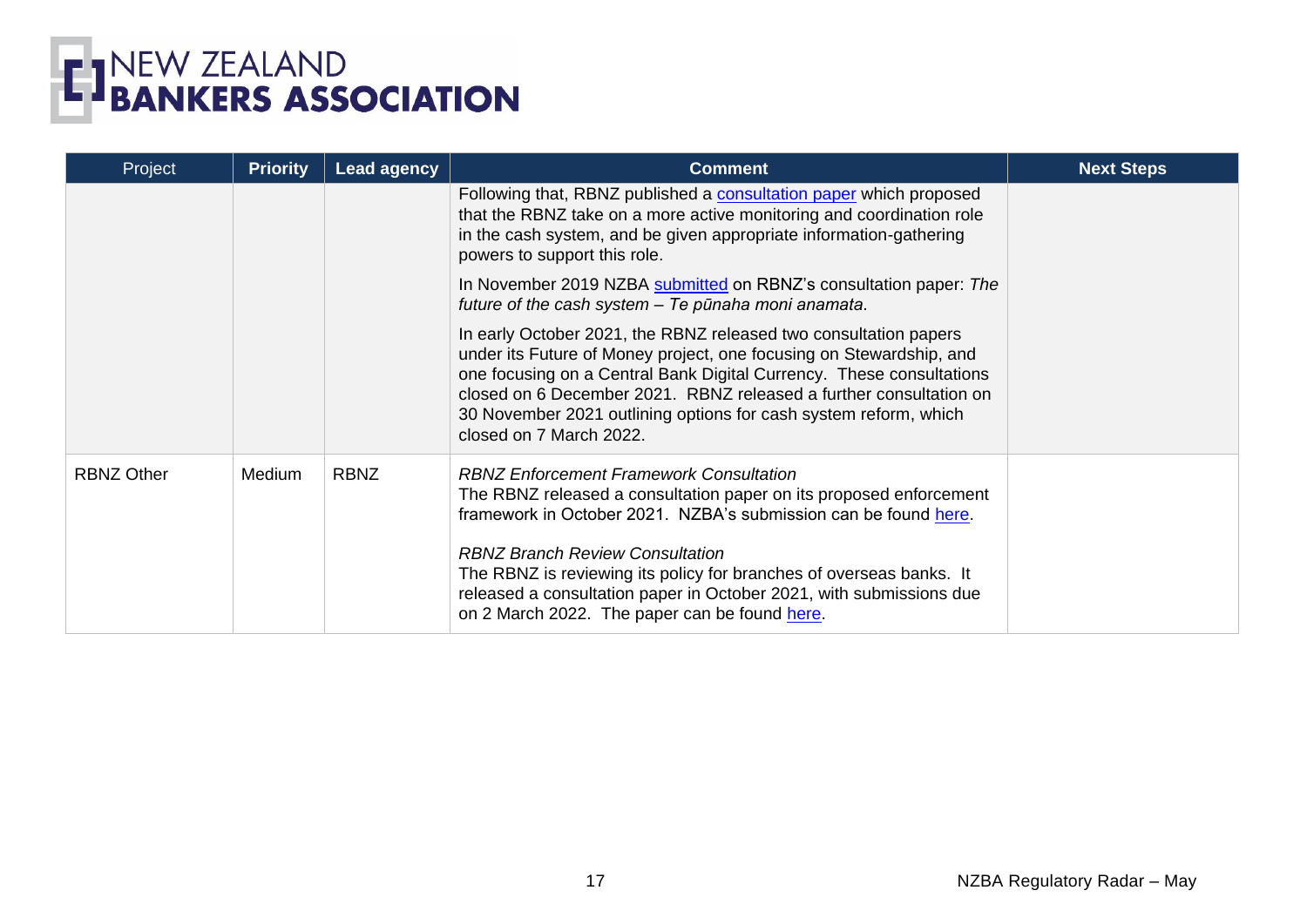| Project | Priority | Lead agency | Comment | Next Steps |
|---|---|---|---|---|
| | | | Following that, RBNZ published a consultation paper which proposed that the RBNZ take on a more active monitoring and coordination role in the cash system, and be given appropriate information-gathering powers to support this role.<br><br>In November 2019 NZBA submitted on RBNZ's consultation paper: *The future of the cash system – Te pūnaha moni anamata.*<br><br>In early October 2021, the RBNZ released two consultation papers under its Future of Money project, one focusing on Stewardship, and one focusing on a Central Bank Digital Currency. These consultations closed on 6 December 2021. RBNZ released a further consultation on 30 November 2021 outlining options for cash system reform, which closed on 7 March 2022. | |
| RBNZ Other | Medium | RBNZ | *RBNZ Enforcement Framework Consultation*<br>The RBNZ released a consultation paper on its proposed enforcement framework in October 2021. NZBA's submission can be found here.<br><br>*RBNZ Branch Review Consultation*<br>The RBNZ is reviewing its policy for branches of overseas banks. It released a consultation paper in October 2021, with submissions due on 2 March 2022. The paper can be found here. | |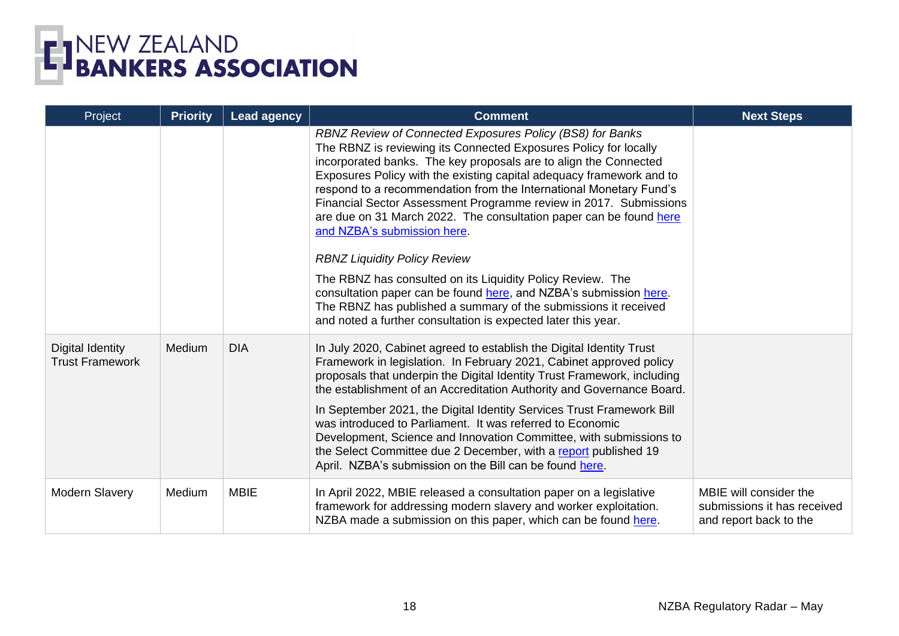| Project | Priority | Lead agency | Comment | Next Steps |
|---|---|---|---|---|
| | | | *RBNZ Review of Connected Exposures Policy (BS8) for Banks*<br>The RBNZ is reviewing its Connected Exposures Policy for locally incorporated banks. The key proposals are to align the Connected Exposures Policy with the existing capital adequacy framework and to respond to a recommendation from the International Monetary Fund's Financial Sector Assessment Programme review in 2017. Submissions are due on 31 March 2022. The consultation paper can be found here and NZBA's submission here.<br><br>*RBNZ Liquidity Policy Review*<br><br>The RBNZ has consulted on its Liquidity Policy Review. The consultation paper can be found here, and NZBA's submission here. The RBNZ has published a summary of the submissions it received and noted a further consultation is expected later this year. | |
| Digital Identity Trust Framework | Medium | DIA | In July 2020, Cabinet agreed to establish the Digital Identity Trust Framework in legislation. In February 2021, Cabinet approved policy proposals that underpin the Digital Identity Trust Framework, including the establishment of an Accreditation Authority and Governance Board.<br><br>In September 2021, the Digital Identity Services Trust Framework Bill was introduced to Parliament. It was referred to Economic Development, Science and Innovation Committee, with submissions to the Select Committee due 2 December, with a report published 19 April. NZBA's submission on the Bill can be found here. | |
| Modern Slavery | Medium | MBIE | In April 2022, MBIE released a consultation paper on a legislative framework for addressing modern slavery and worker exploitation. NZBA made a submission on this paper, which can be found here. | MBIE will consider the submissions it has received and report back to the |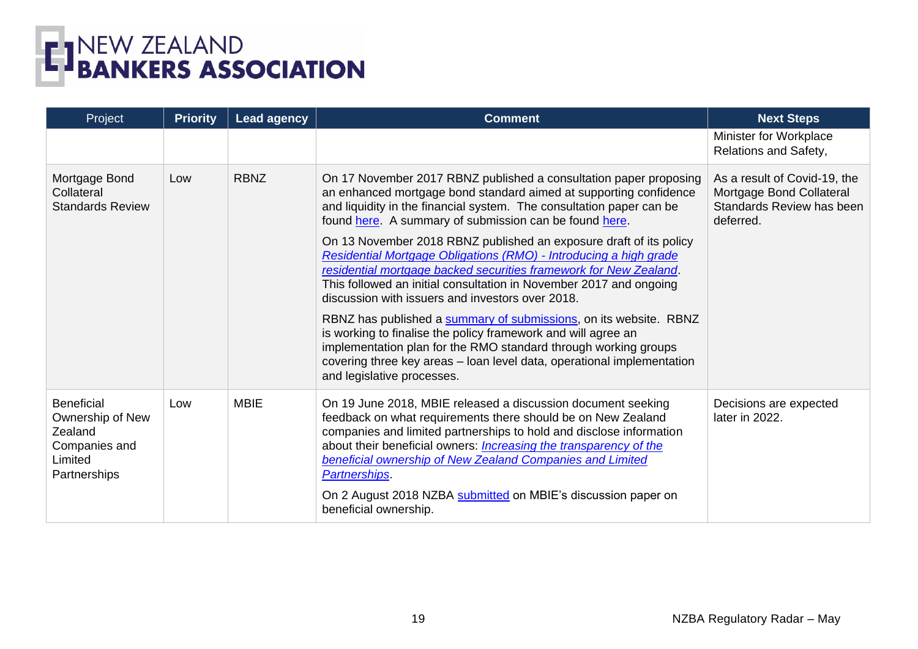| Project | Priority | Lead agency | Comment | Next Steps |
|---|---|---|---|---|
| | | | | Minister for Workplace Relations and Safety, |
| Mortgage Bond Collateral Standards Review | Low | RBNZ | On 17 November 2017 RBNZ published a consultation paper proposing an enhanced mortgage bond standard aimed at supporting confidence and liquidity in the financial system. The consultation paper can be found here. A summary of submission can be found here.<br><br>On 13 November 2018 RBNZ published an exposure draft of its policy *Residential Mortgage Obligations (RMO) - Introducing a high grade residential mortgage backed securities framework for New Zealand*. This followed an initial consultation in November 2017 and ongoing discussion with issuers and investors over 2018.<br><br>RBNZ has published a summary of submissions, on its website. RBNZ is working to finalise the policy framework and will agree an implementation plan for the RMO standard through working groups covering three key areas – loan level data, operational implementation and legislative processes. | As a result of Covid-19, the Mortgage Bond Collateral Standards Review has been deferred. |
| Beneficial Ownership of New Zealand Companies and Limited Partnerships | Low | MBIE | On 19 June 2018, MBIE released a discussion document seeking feedback on what requirements there should be on New Zealand companies and limited partnerships to hold and disclose information about their beneficial owners: *Increasing the transparency of the beneficial ownership of New Zealand Companies and Limited Partnerships*.<br><br>On 2 August 2018 NZBA submitted on MBIE's discussion paper on beneficial ownership. | Decisions are expected later in 2022. |